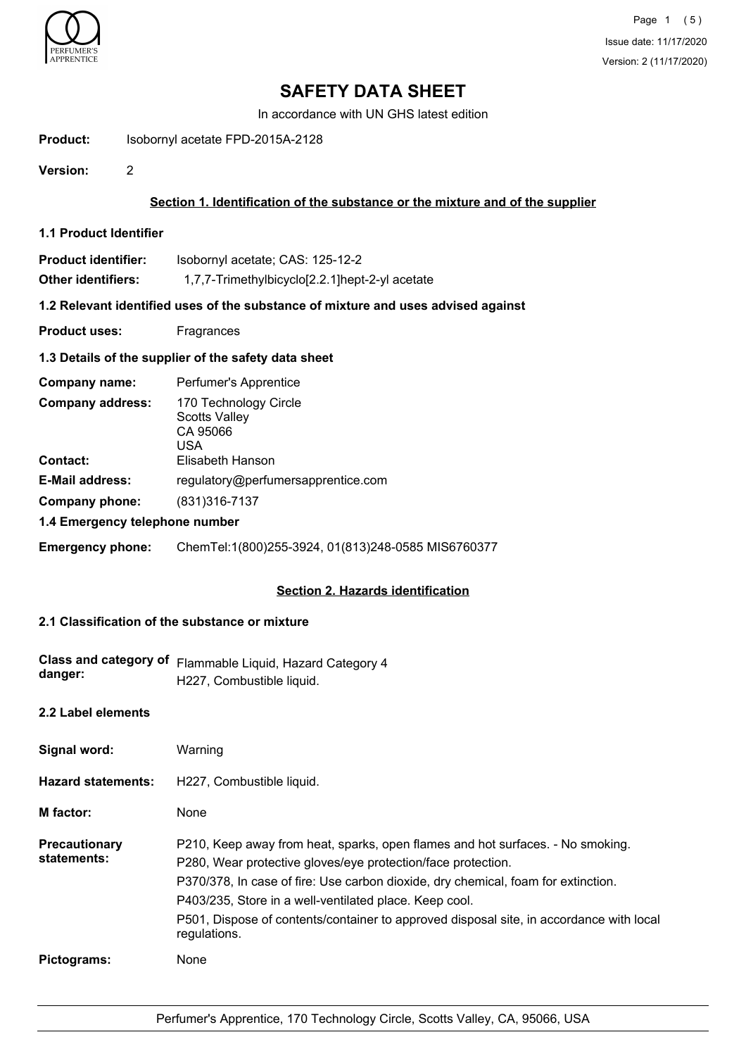# SAFETY DATA SHEET

In accordance with UN GHS latest edition

**Product:** Isobornyl acetate FPD-2015A-2128

**Version:** 2

## Section 1. Identification of the substance or the mixture and of the supplier

### 1.1 Product Identifier

**Product identifier:** Isobornyl acetate; CAS: 125-12-2

**Other identifiers:** 1,7,7-Trimethylbicyclo[2.2.1]hept-2-yl acetate

### 1.2 Relevant identified uses of the substance of mixture and uses advised against

**Product uses:** Fragrances

### 1.3 Details of the supplier of the safety data sheet

**Company name:** Perfumer's Apprentice

**Company address:** 170 Technology Circle
Scotts Valley
CA 95066
USA

**Contact:** Elisabeth Hanson

**E-Mail address:** regulatory@perfumersapprentice.com

**Company phone:** (831)316-7137

### 1.4 Emergency telephone number

**Emergency phone:** ChemTel:1(800)255-3924, 01(813)248-0585 MIS6760377

## Section 2. Hazards identification

### 2.1 Classification of the substance or mixture

**Class and category of danger:** Flammable Liquid, Hazard Category 4
H227, Combustible liquid.

### 2.2 Label elements

**Signal word:** Warning

**Hazard statements:** H227, Combustible liquid.

**M factor:** None

**Precautionary statements:**
P210, Keep away from heat, sparks, open flames and hot surfaces. - No smoking.
P280, Wear protective gloves/eye protection/face protection.
P370/378, In case of fire: Use carbon dioxide, dry chemical, foam for extinction.
P403/235, Store in a well-ventilated place. Keep cool.
P501, Dispose of contents/container to approved disposal site, in accordance with local regulations.

**Pictograms:** None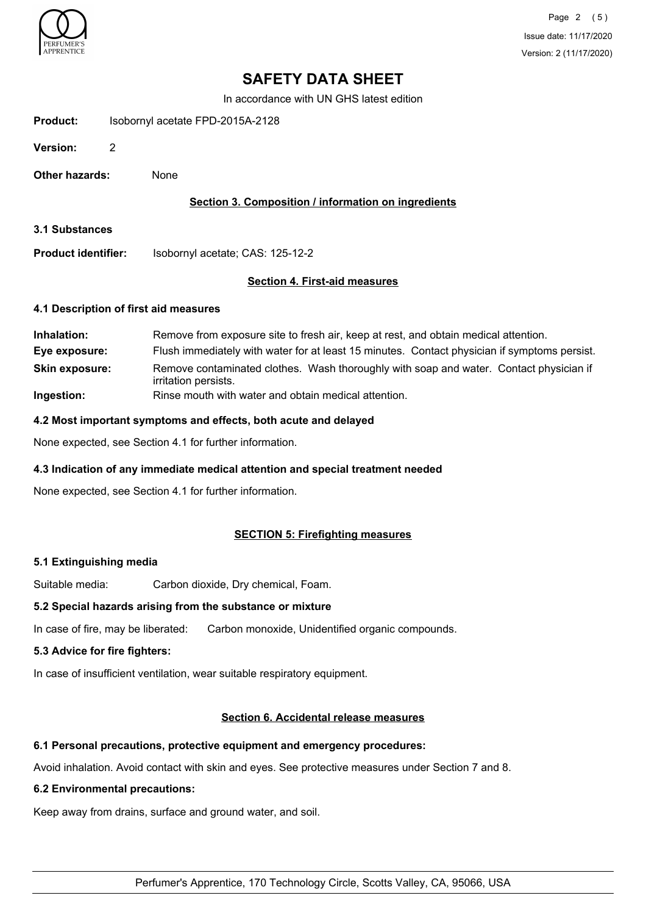# SAFETY DATA SHEET

In accordance with UN GHS latest edition

**Product:** Isobornyl acetate FPD-2015A-2128

**Version:** 2

**Other hazards:** None

## Section 3. Composition / information on ingredients

### 3.1 Substances

**Product identifier:** Isobornyl acetate; CAS: 125-12-2

## Section 4. First-aid measures

### 4.1 Description of first aid measures

**Inhalation:** Remove from exposure site to fresh air, keep at rest, and obtain medical attention.

**Eye exposure:** Flush immediately with water for at least 15 minutes. Contact physician if symptoms persist.

**Skin exposure:** Remove contaminated clothes. Wash thoroughly with soap and water. Contact physician if irritation persists.

**Ingestion:** Rinse mouth with water and obtain medical attention.

### 4.2 Most important symptoms and effects, both acute and delayed

None expected, see Section 4.1 for further information.

### 4.3 Indication of any immediate medical attention and special treatment needed

None expected, see Section 4.1 for further information.

## SECTION 5: Firefighting measures

### 5.1 Extinguishing media

Suitable media: Carbon dioxide, Dry chemical, Foam.

### 5.2 Special hazards arising from the substance or mixture

In case of fire, may be liberated: Carbon monoxide, Unidentified organic compounds.

### 5.3 Advice for fire fighters:

In case of insufficient ventilation, wear suitable respiratory equipment.

## Section 6. Accidental release measures

### 6.1 Personal precautions, protective equipment and emergency procedures:

Avoid inhalation. Avoid contact with skin and eyes. See protective measures under Section 7 and 8.

### 6.2 Environmental precautions:

Keep away from drains, surface and ground water, and soil.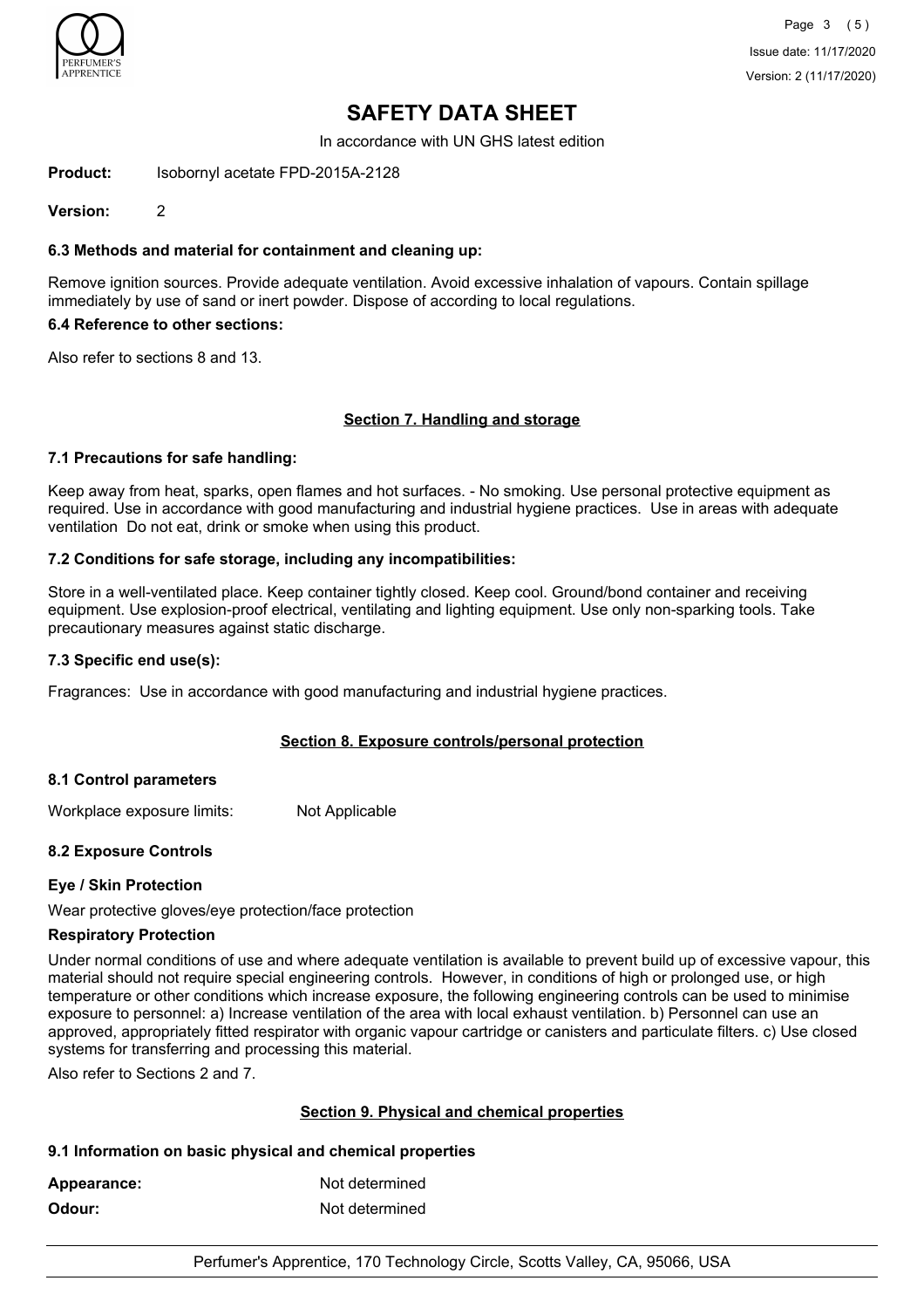# SAFETY DATA SHEET

In accordance with UN GHS latest edition

**Product:** Isobornyl acetate FPD-2015A-2128

**Version:** 2

### 6.3 Methods and material for containment and cleaning up:

Remove ignition sources. Provide adequate ventilation. Avoid excessive inhalation of vapours. Contain spillage immediately by use of sand or inert powder. Dispose of according to local regulations.

### 6.4 Reference to other sections:

Also refer to sections 8 and 13.

## Section 7. Handling and storage

### 7.1 Precautions for safe handling:

Keep away from heat, sparks, open flames and hot surfaces. - No smoking. Use personal protective equipment as required. Use in accordance with good manufacturing and industrial hygiene practices. Use in areas with adequate ventilation Do not eat, drink or smoke when using this product.

### 7.2 Conditions for safe storage, including any incompatibilities:

Store in a well-ventilated place. Keep container tightly closed. Keep cool. Ground/bond container and receiving equipment. Use explosion-proof electrical, ventilating and lighting equipment. Use only non-sparking tools. Take precautionary measures against static discharge.

### 7.3 Specific end use(s):

Fragrances: Use in accordance with good manufacturing and industrial hygiene practices.

## Section 8. Exposure controls/personal protection

### 8.1 Control parameters

Workplace exposure limits: Not Applicable

### 8.2 Exposure Controls

**Eye / Skin Protection**

Wear protective gloves/eye protection/face protection

**Respiratory Protection**

Under normal conditions of use and where adequate ventilation is available to prevent build up of excessive vapour, this material should not require special engineering controls. However, in conditions of high or prolonged use, or high temperature or other conditions which increase exposure, the following engineering controls can be used to minimise exposure to personnel: a) Increase ventilation of the area with local exhaust ventilation. b) Personnel can use an approved, appropriately fitted respirator with organic vapour cartridge or canisters and particulate filters. c) Use closed systems for transferring and processing this material.

Also refer to Sections 2 and 7.

## Section 9. Physical and chemical properties

### 9.1 Information on basic physical and chemical properties

**Appearance:** Not determined

**Odour:** Not determined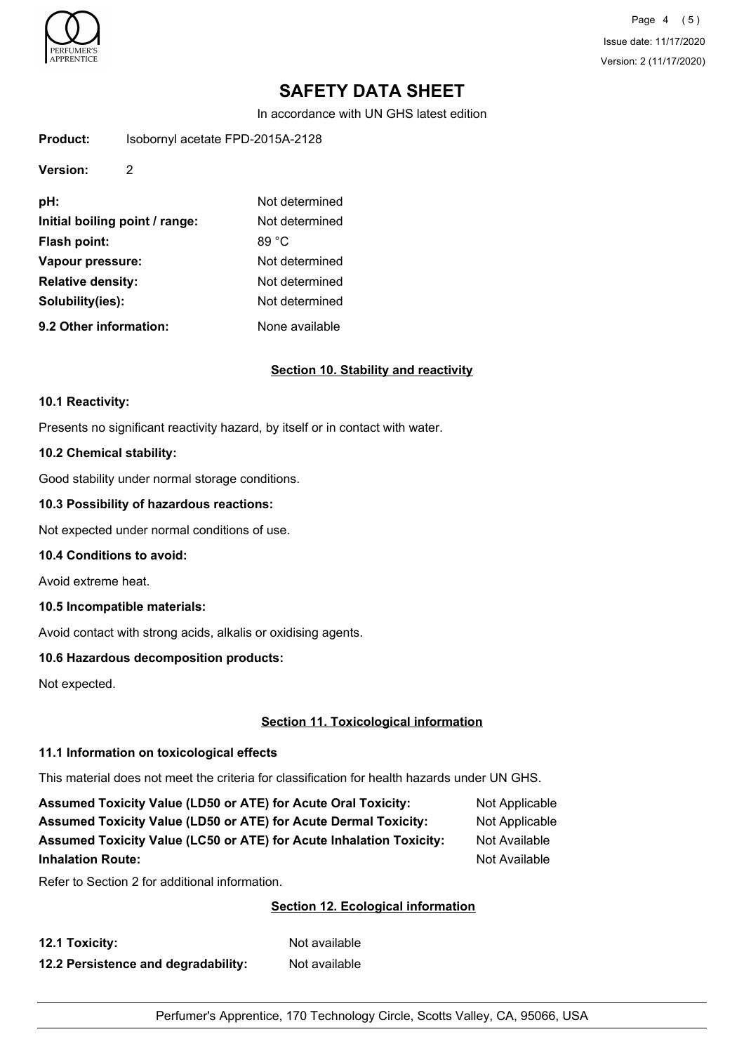# SAFETY DATA SHEET

In accordance with UN GHS latest edition

**Product:** Isobornyl acetate FPD-2015A-2128

**Version:** 2

| | |
|---|---|
| **pH:** | Not determined |
| **Initial boiling point / range:** | Not determined |
| **Flash point:** | 89 °C |
| **Vapour pressure:** | Not determined |
| **Relative density:** | Not determined |
| **Solubility(ies):** | Not determined |
| **9.2 Other information:** | None available |

## Section 10. Stability and reactivity

### 10.1 Reactivity:

Presents no significant reactivity hazard, by itself or in contact with water.

### 10.2 Chemical stability:

Good stability under normal storage conditions.

### 10.3 Possibility of hazardous reactions:

Not expected under normal conditions of use.

### 10.4 Conditions to avoid:

Avoid extreme heat.

### 10.5 Incompatible materials:

Avoid contact with strong acids, alkalis or oxidising agents.

### 10.6 Hazardous decomposition products:

Not expected.

## Section 11. Toxicological information

### 11.1 Information on toxicological effects

This material does not meet the criteria for classification for health hazards under UN GHS.

| | |
|---|---|
| **Assumed Toxicity Value (LD50 or ATE) for Acute Oral Toxicity:** | Not Applicable |
| **Assumed Toxicity Value (LD50 or ATE) for Acute Dermal Toxicity:** | Not Applicable |
| **Assumed Toxicity Value (LC50 or ATE) for Acute Inhalation Toxicity:** | Not Available |
| **Inhalation Route:** | Not Available |

Refer to Section 2 for additional information.

## Section 12. Ecological information

| | |
|---|---|
| **12.1 Toxicity:** | Not available |
| **12.2 Persistence and degradability:** | Not available |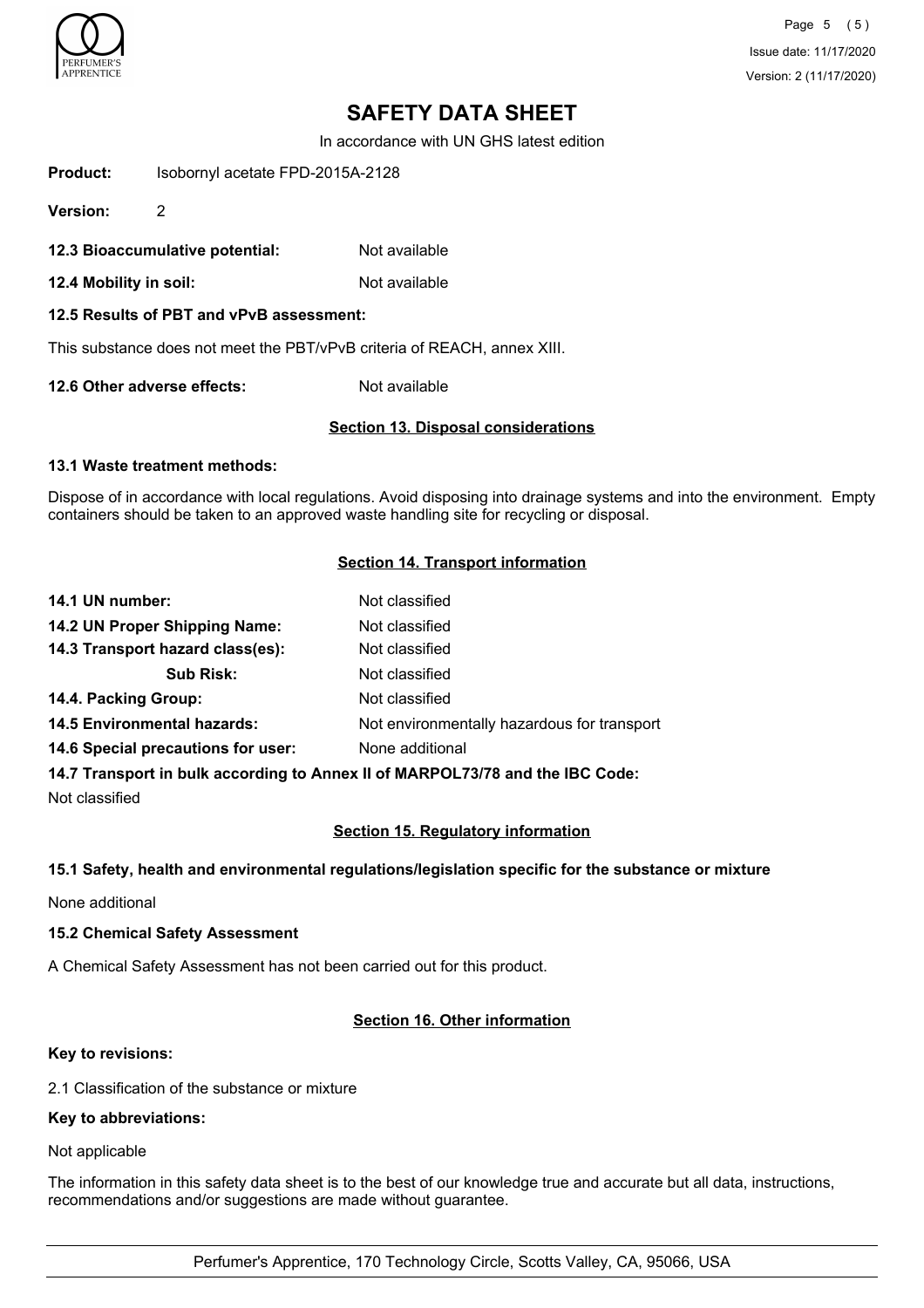# SAFETY DATA SHEET

In accordance with UN GHS latest edition

**Product:** Isobornyl acetate FPD-2015A-2128

**Version:** 2

**12.3 Bioaccumulative potential:** Not available

**12.4 Mobility in soil:** Not available

**12.5 Results of PBT and vPvB assessment:**

This substance does not meet the PBT/vPvB criteria of REACH, annex XIII.

**12.6 Other adverse effects:** Not available

## Section 13. Disposal considerations

**13.1 Waste treatment methods:**

Dispose of in accordance with local regulations. Avoid disposing into drainage systems and into the environment. Empty containers should be taken to an approved waste handling site for recycling or disposal.

## Section 14. Transport information

| | |
|---|---|
| **14.1 UN number:** | Not classified |
| **14.2 UN Proper Shipping Name:** | Not classified |
| **14.3 Transport hazard class(es):** | Not classified |
| **Sub Risk:** | Not classified |
| **14.4. Packing Group:** | Not classified |
| **14.5 Environmental hazards:** | Not environmentally hazardous for transport |
| **14.6 Special precautions for user:** | None additional |

**14.7 Transport in bulk according to Annex II of MARPOL73/78 and the IBC Code:**

Not classified

## Section 15. Regulatory information

**15.1 Safety, health and environmental regulations/legislation specific for the substance or mixture**

None additional

**15.2 Chemical Safety Assessment**

A Chemical Safety Assessment has not been carried out for this product.

## Section 16. Other information

**Key to revisions:**

2.1 Classification of the substance or mixture

**Key to abbreviations:**

Not applicable

The information in this safety data sheet is to the best of our knowledge true and accurate but all data, instructions, recommendations and/or suggestions are made without guarantee.